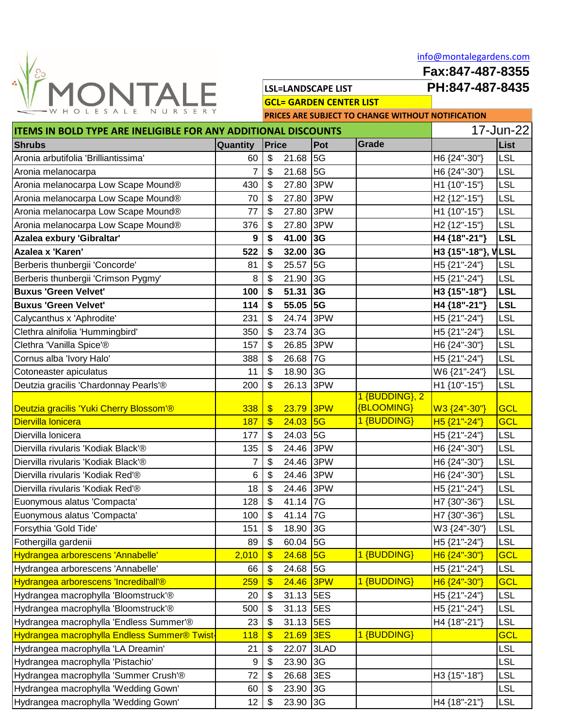MONTALE WHOLESALE NURSERY

info@montalegardens.com

Fax:847-487-8355

PH:847-487-8435

LSL=LANDSCAPE LIST

GCL= GARDEN CENTER LIST

PRICES ARE SUBJECT TO CHANGE WITHOUT NOTIFICATION

**ITEMS IN BOLD TYPE ARE INELIGIBLE FOR ANY ADDITIONAL DISCOUNTS** — 17-Jun-22

| Shrubs | Quantity | Price | Pot | Grade | | List |
|---|---|---|---|---|---|---|
| Aronia arbutifolia 'Brilliantissima' | 60 | $ 21.68 | 5G | | H6 {24"-30"} | LSL |
| Aronia melanocarpa | 7 | $ 21.68 | 5G | | H6 {24"-30"} | LSL |
| Aronia melanocarpa Low Scape Mound® | 430 | $ 27.80 | 3PW | | H1 {10"-15"} | LSL |
| Aronia melanocarpa Low Scape Mound® | 70 | $ 27.80 | 3PW | | H2 {12"-15"} | LSL |
| Aronia melanocarpa Low Scape Mound® | 77 | $ 27.80 | 3PW | | H1 {10"-15"} | LSL |
| Aronia melanocarpa Low Scape Mound® | 376 | $ 27.80 | 3PW | | H2 {12"-15"} | LSL |
| **Azalea exbury 'Gibraltar'** | **9** | **$ 41.00** | **3G** | | **H4 {18"-21"}** | **LSL** |
| **Azalea x 'Karen'** | **522** | **$ 32.00** | **3G** | | **H3 {15"-18"}, V** | **LSL** |
| Berberis thunbergii 'Concorde' | 81 | $ 25.57 | 5G | | H5 {21"-24"} | LSL |
| Berberis thunbergii 'Crimson Pygmy' | 8 | $ 21.90 | 3G | | H5 {21"-24"} | LSL |
| **Buxus 'Green Velvet'** | **100** | **$ 51.31** | **3G** | | **H3 {15"-18"}** | **LSL** |
| **Buxus 'Green Velvet'** | **114** | **$ 55.05** | **5G** | | **H4 {18"-21"}** | **LSL** |
| Calycanthus x 'Aphrodite' | 231 | $ 24.74 | 3PW | | H5 {21"-24"} | LSL |
| Clethra alnifolia 'Hummingbird' | 350 | $ 23.74 | 3G | | H5 {21"-24"} | LSL |
| Clethra 'Vanilla Spice'® | 157 | $ 26.85 | 3PW | | H6 {24"-30"} | LSL |
| Cornus alba 'Ivory Halo' | 388 | $ 26.68 | 7G | | H5 {21"-24"} | LSL |
| Cotoneaster apiculatus | 11 | $ 18.90 | 3G | | W6 {21"-24"} | LSL |
| Deutzia gracilis 'Chardonnay Pearls'® | 200 | $ 26.13 | 3PW | | H1 {10"-15"} | LSL |
| Deutzia gracilis 'Yuki Cherry Blossom'® | 338 | $ 23.79 | 3PW | 1 {BUDDING}, 2 {BLOOMING} | W3 {24"-30"} | GCL |
| Diervilla lonicera | 187 | $ 24.03 | 5G | 1 {BUDDING} | H5 {21"-24"} | GCL |
| Diervilla lonicera | 177 | $ 24.03 | 5G | | H5 {21"-24"} | LSL |
| Diervilla rivularis 'Kodiak Black'® | 135 | $ 24.46 | 3PW | | H6 {24"-30"} | LSL |
| Diervilla rivularis 'Kodiak Black'® | 7 | $ 24.46 | 3PW | | H6 {24"-30"} | LSL |
| Diervilla rivularis 'Kodiak Red'® | 6 | $ 24.46 | 3PW | | H6 {24"-30"} | LSL |
| Diervilla rivularis 'Kodiak Red'® | 18 | $ 24.46 | 3PW | | H5 {21"-24"} | LSL |
| Euonymous alatus 'Compacta' | 128 | $ 41.14 | 7G | | H7 {30"-36"} | LSL |
| Euonymous alatus 'Compacta' | 100 | $ 41.14 | 7G | | H7 {30"-36"} | LSL |
| Forsythia 'Gold Tide' | 151 | $ 18.90 | 3G | | W3 {24"-30"} | LSL |
| Fothergilla gardenii | 89 | $ 60.04 | 5G | | H5 {21"-24"} | LSL |
| Hydrangea arborescens 'Annabelle' | 2,010 | $ 24.68 | 5G | 1 {BUDDING} | H6 {24"-30"} | GCL |
| Hydrangea arborescens 'Annabelle' | 66 | $ 24.68 | 5G | | H5 {21"-24"} | LSL |
| Hydrangea arborescens 'Incrediball'® | 259 | $ 24.46 | 3PW | 1 {BUDDING} | H6 {24"-30"} | GCL |
| Hydrangea macrophylla 'Bloomstruck'® | 20 | $ 31.13 | 5ES | | H5 {21"-24"} | LSL |
| Hydrangea macrophylla 'Bloomstruck'® | 500 | $ 31.13 | 5ES | | H5 {21"-24"} | LSL |
| Hydrangea macrophylla 'Endless Summer'® | 23 | $ 31.13 | 5ES | | H4 {18"-21"} | LSL |
| Hydrangea macrophylla Endless Summer® Twist- | 118 | $ 21.69 | 3ES | 1 {BUDDING} | | GCL |
| Hydrangea macrophylla 'LA Dreamin' | 21 | $ 22.07 | 3LAD | | | LSL |
| Hydrangea macrophylla 'Pistachio' | 9 | $ 23.90 | 3G | | | LSL |
| Hydrangea macrophylla 'Summer Crush'® | 72 | $ 26.68 | 3ES | | H3 {15"-18"} | LSL |
| Hydrangea macrophylla 'Wedding Gown' | 60 | $ 23.90 | 3G | | | LSL |
| Hydrangea macrophylla 'Wedding Gown' | 12 | $ 23.90 | 3G | | H4 {18"-21"} | LSL |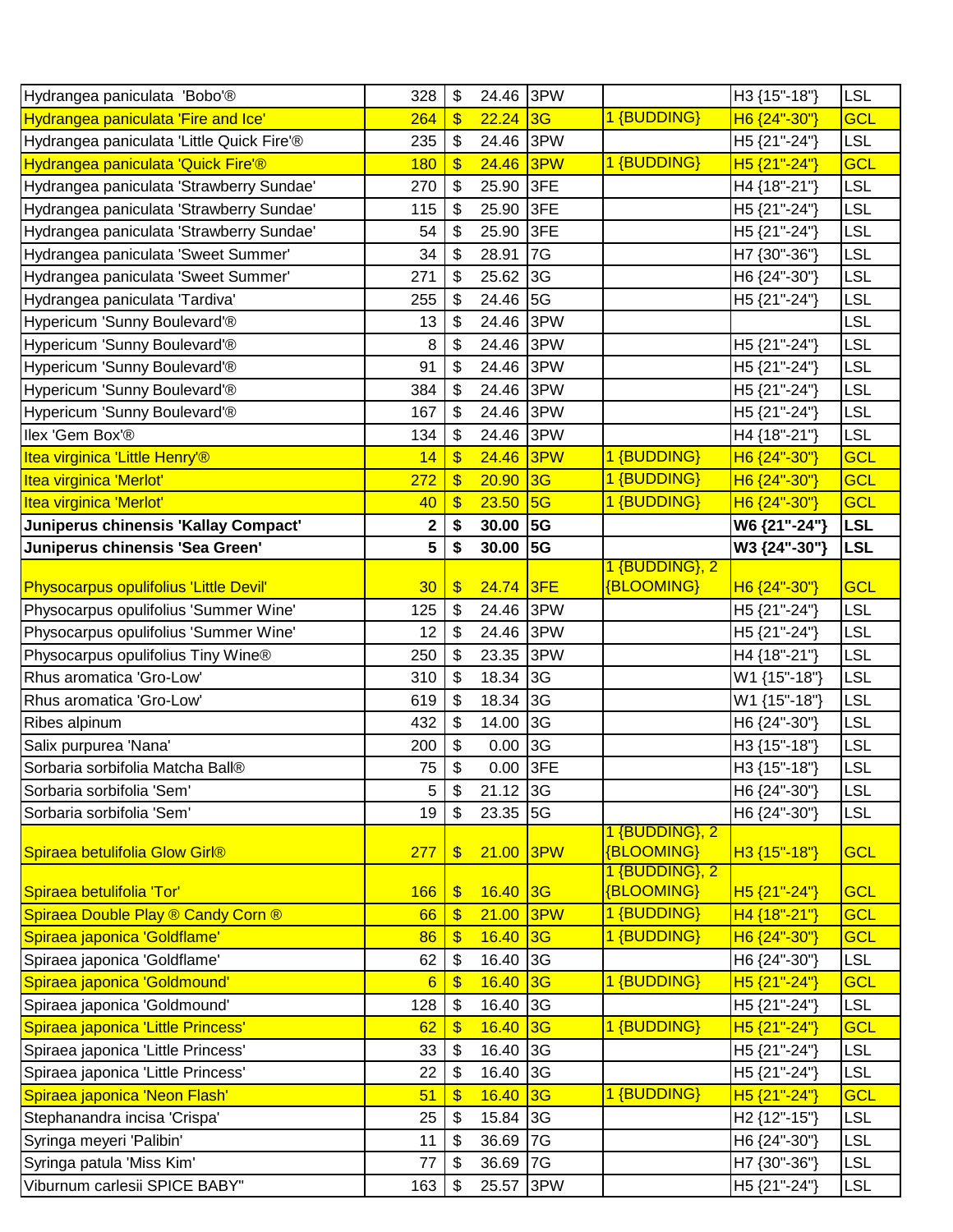| | | | | | | | |
|---|---|---|---|---|---|---|---|
| Hydrangea paniculata 'Bobo'® | 328 | $ | 24.46 | 3PW | | H3 {15"-18"} | LSL |
| Hydrangea paniculata 'Fire and Ice' | 264 | $ | 22.24 | 3G | 1 {BUDDING} | H6 {24"-30"} | GCL |
| Hydrangea paniculata 'Little Quick Fire'® | 235 | $ | 24.46 | 3PW | | H5 {21"-24"} | LSL |
| Hydrangea paniculata 'Quick Fire'® | 180 | $ | 24.46 | 3PW | 1 {BUDDING} | H5 {21"-24"} | GCL |
| Hydrangea paniculata 'Strawberry Sundae' | 270 | $ | 25.90 | 3FE | | H4 {18"-21"} | LSL |
| Hydrangea paniculata 'Strawberry Sundae' | 115 | $ | 25.90 | 3FE | | H5 {21"-24"} | LSL |
| Hydrangea paniculata 'Strawberry Sundae' | 54 | $ | 25.90 | 3FE | | H5 {21"-24"} | LSL |
| Hydrangea paniculata 'Sweet Summer' | 34 | $ | 28.91 | 7G | | H7 {30"-36"} | LSL |
| Hydrangea paniculata 'Sweet Summer' | 271 | $ | 25.62 | 3G | | H6 {24"-30"} | LSL |
| Hydrangea paniculata 'Tardiva' | 255 | $ | 24.46 | 5G | | H5 {21"-24"} | LSL |
| Hypericum 'Sunny Boulevard'® | 13 | $ | 24.46 | 3PW | | | LSL |
| Hypericum 'Sunny Boulevard'® | 8 | $ | 24.46 | 3PW | | H5 {21"-24"} | LSL |
| Hypericum 'Sunny Boulevard'® | 91 | $ | 24.46 | 3PW | | H5 {21"-24"} | LSL |
| Hypericum 'Sunny Boulevard'® | 384 | $ | 24.46 | 3PW | | H5 {21"-24"} | LSL |
| Hypericum 'Sunny Boulevard'® | 167 | $ | 24.46 | 3PW | | H5 {21"-24"} | LSL |
| Ilex 'Gem Box'® | 134 | $ | 24.46 | 3PW | | H4 {18"-21"} | LSL |
| Itea virginica 'Little Henry'® | 14 | $ | 24.46 | 3PW | 1 {BUDDING} | H6 {24"-30"} | GCL |
| Itea virginica 'Merlot' | 272 | $ | 20.90 | 3G | 1 {BUDDING} | H6 {24"-30"} | GCL |
| Itea virginica 'Merlot' | 40 | $ | 23.50 | 5G | 1 {BUDDING} | H6 {24"-30"} | GCL |
| **Juniperus chinensis 'Kallay Compact'** | **2** | **$** | **30.00** | **5G** | | **W6 {21"-24"}** | **LSL** |
| **Juniperus chinensis 'Sea Green'** | **5** | **$** | **30.00** | **5G** | | **W3 {24"-30"}** | **LSL** |
| Physocarpus opulifolius 'Little Devil' | 30 | $ | 24.74 | 3FE | 1 {BUDDING}, 2 {BLOOMING} | H6 {24"-30"} | GCL |
| Physocarpus opulifolius 'Summer Wine' | 125 | $ | 24.46 | 3PW | | H5 {21"-24"} | LSL |
| Physocarpus opulifolius 'Summer Wine' | 12 | $ | 24.46 | 3PW | | H5 {21"-24"} | LSL |
| Physocarpus opulifolius Tiny Wine® | 250 | $ | 23.35 | 3PW | | H4 {18"-21"} | LSL |
| Rhus aromatica 'Gro-Low' | 310 | $ | 18.34 | 3G | | W1 {15"-18"} | LSL |
| Rhus aromatica 'Gro-Low' | 619 | $ | 18.34 | 3G | | W1 {15"-18"} | LSL |
| Ribes alpinum | 432 | $ | 14.00 | 3G | | H6 {24"-30"} | LSL |
| Salix purpurea 'Nana' | 200 | $ | 0.00 | 3G | | H3 {15"-18"} | LSL |
| Sorbaria sorbifolia Matcha Ball® | 75 | $ | 0.00 | 3FE | | H3 {15"-18"} | LSL |
| Sorbaria sorbifolia 'Sem' | 5 | $ | 21.12 | 3G | | H6 {24"-30"} | LSL |
| Sorbaria sorbifolia 'Sem' | 19 | $ | 23.35 | 5G | | H6 {24"-30"} | LSL |
| Spiraea betulifolia Glow Girl® | 277 | $ | 21.00 | 3PW | 1 {BUDDING}, 2 {BLOOMING} | H3 {15"-18"} | GCL |
| Spiraea betulifolia 'Tor' | 166 | $ | 16.40 | 3G | 1 {BUDDING}, 2 {BLOOMING} | H5 {21"-24"} | GCL |
| Spiraea Double Play ® Candy Corn ® | 66 | $ | 21.00 | 3PW | 1 {BUDDING} | H4 {18"-21"} | GCL |
| Spiraea japonica 'Goldflame' | 86 | $ | 16.40 | 3G | 1 {BUDDING} | H6 {24"-30"} | GCL |
| Spiraea japonica 'Goldflame' | 62 | $ | 16.40 | 3G | | H6 {24"-30"} | LSL |
| Spiraea japonica 'Goldmound' | 6 | $ | 16.40 | 3G | 1 {BUDDING} | H5 {21"-24"} | GCL |
| Spiraea japonica 'Goldmound' | 128 | $ | 16.40 | 3G | | H5 {21"-24"} | LSL |
| Spiraea japonica 'Little Princess' | 62 | $ | 16.40 | 3G | 1 {BUDDING} | H5 {21"-24"} | GCL |
| Spiraea japonica 'Little Princess' | 33 | $ | 16.40 | 3G | | H5 {21"-24"} | LSL |
| Spiraea japonica 'Little Princess' | 22 | $ | 16.40 | 3G | | H5 {21"-24"} | LSL |
| Spiraea japonica 'Neon Flash' | 51 | $ | 16.40 | 3G | 1 {BUDDING} | H5 {21"-24"} | GCL |
| Stephanandra incisa 'Crispa' | 25 | $ | 15.84 | 3G | | H2 {12"-15"} | LSL |
| Syringa meyeri 'Palibin' | 11 | $ | 36.69 | 7G | | H6 {24"-30"} | LSL |
| Syringa patula 'Miss Kim' | 77 | $ | 36.69 | 7G | | H7 {30"-36"} | LSL |
| Viburnum carlesii SPICE BABY" | 163 | $ | 25.57 | 3PW | | H5 {21"-24"} | LSL |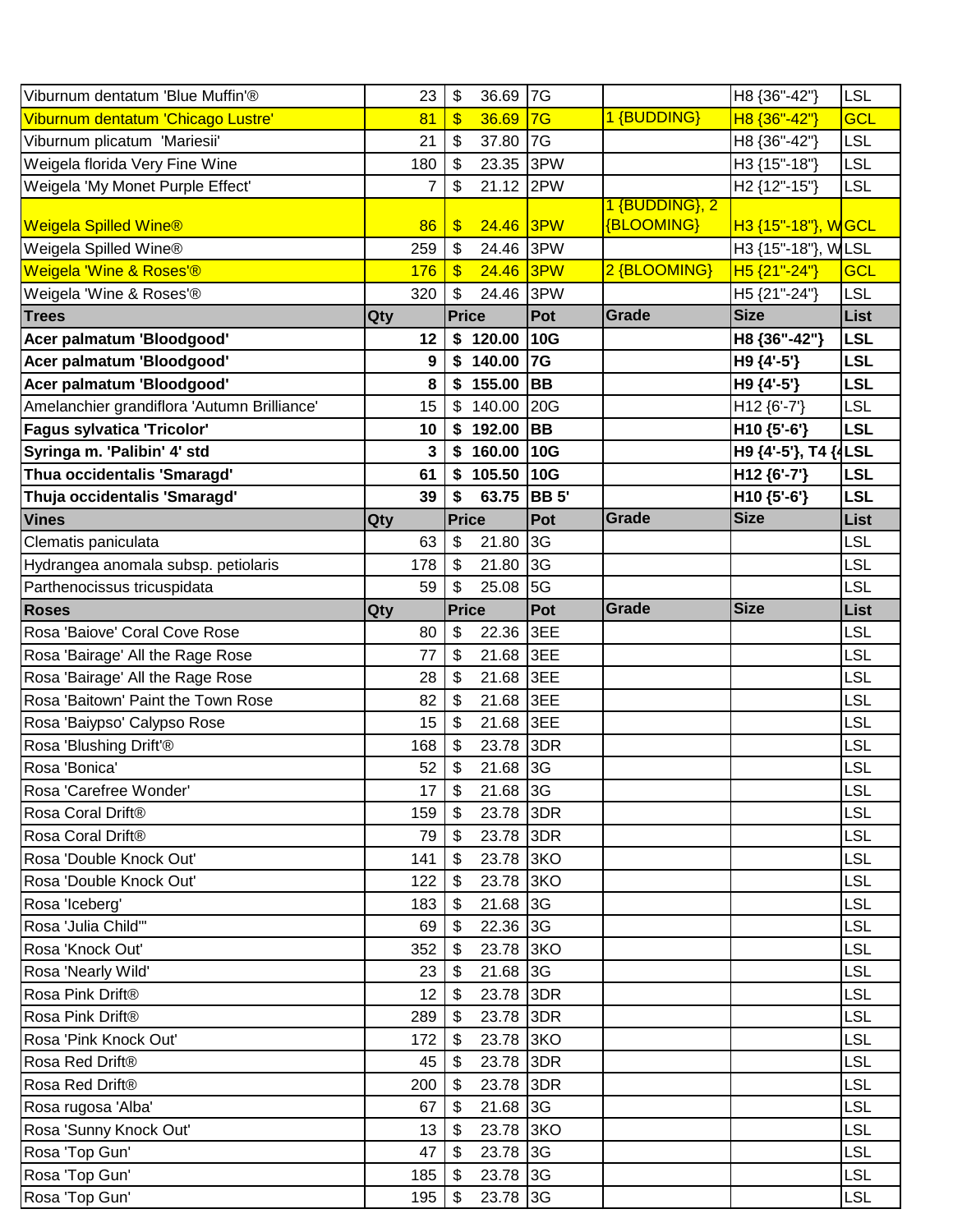| Viburnum dentatum 'Blue Muffin'® | 23 | $ 36.69 | 7G | | H8 {36"-42"} | LSL |
|---|---|---|---|---|---|---|
| Viburnum dentatum 'Chicago Lustre' | 81 | $ 36.69 | 7G | 1 {BUDDING} | H8 {36"-42"} | GCL |
| Viburnum plicatum 'Mariesii' | 21 | $ 37.80 | 7G | | H8 {36"-42"} | LSL |
| Weigela florida Very Fine Wine | 180 | $ 23.35 | 3PW | | H3 {15"-18"} | LSL |
| Weigela 'My Monet Purple Effect' | 7 | $ 21.12 | 2PW | | H2 {12"-15"} | LSL |
| Weigela Spilled Wine® | 86 | $ 24.46 | 3PW | 1 {BUDDING}, 2 {BLOOMING} | H3 {15"-18"}, W | GCL |
| Weigela Spilled Wine® | 259 | $ 24.46 | 3PW | | H3 {15"-18"}, W | LSL |
| Weigela 'Wine & Roses'® | 176 | $ 24.46 | 3PW | 2 {BLOOMING} | H5 {21"-24"} | GCL |
| Weigela 'Wine & Roses'® | 320 | $ 24.46 | 3PW | | H5 {21"-24"} | LSL |
| **Trees** | **Qty** | **Price** | **Pot** | **Grade** | **Size** | **List** |
| **Acer palmatum 'Bloodgood'** | **12** | **$ 120.00** | **10G** | | **H8 {36"-42"}** | **LSL** |
| **Acer palmatum 'Bloodgood'** | **9** | **$ 140.00** | **7G** | | **H9 {4'-5'}** | **LSL** |
| **Acer palmatum 'Bloodgood'** | **8** | **$ 155.00** | **BB** | | **H9 {4'-5'}** | **LSL** |
| Amelanchier grandiflora 'Autumn Brilliance' | 15 | $ 140.00 | 20G | | H12 {6'-7'} | LSL |
| **Fagus sylvatica 'Tricolor'** | **10** | **$ 192.00** | **BB** | | **H10 {5'-6'}** | **LSL** |
| **Syringa m. 'Palibin' 4' std** | **3** | **$ 160.00** | **10G** | | **H9 {4'-5'}, T4 {4** | **LSL** |
| **Thua occidentalis 'Smaragd'** | **61** | **$ 105.50** | **10G** | | **H12 {6'-7'}** | **LSL** |
| **Thuja occidentalis 'Smaragd'** | **39** | **$ 63.75** | **BB 5'** | | **H10 {5'-6'}** | **LSL** |
| **Vines** | **Qty** | **Price** | **Pot** | **Grade** | **Size** | **List** |
| Clematis paniculata | 63 | $ 21.80 | 3G | | | LSL |
| Hydrangea anomala subsp. petiolaris | 178 | $ 21.80 | 3G | | | LSL |
| Parthenocissus tricuspidata | 59 | $ 25.08 | 5G | | | LSL |
| **Roses** | **Qty** | **Price** | **Pot** | **Grade** | **Size** | **List** |
| Rosa 'Baiove' Coral Cove Rose | 80 | $ 22.36 | 3EE | | | LSL |
| Rosa 'Bairage' All the Rage Rose | 77 | $ 21.68 | 3EE | | | LSL |
| Rosa 'Bairage' All the Rage Rose | 28 | $ 21.68 | 3EE | | | LSL |
| Rosa 'Baitown' Paint the Town Rose | 82 | $ 21.68 | 3EE | | | LSL |
| Rosa 'Baiypso' Calypso Rose | 15 | $ 21.68 | 3EE | | | LSL |
| Rosa 'Blushing Drift'® | 168 | $ 23.78 | 3DR | | | LSL |
| Rosa 'Bonica' | 52 | $ 21.68 | 3G | | | LSL |
| Rosa 'Carefree Wonder' | 17 | $ 21.68 | 3G | | | LSL |
| Rosa Coral Drift® | 159 | $ 23.78 | 3DR | | | LSL |
| Rosa Coral Drift® | 79 | $ 23.78 | 3DR | | | LSL |
| Rosa 'Double Knock Out' | 141 | $ 23.78 | 3KO | | | LSL |
| Rosa 'Double Knock Out' | 122 | $ 23.78 | 3KO | | | LSL |
| Rosa 'Iceberg' | 183 | $ 21.68 | 3G | | | LSL |
| Rosa 'Julia Child'" | 69 | $ 22.36 | 3G | | | LSL |
| Rosa 'Knock Out' | 352 | $ 23.78 | 3KO | | | LSL |
| Rosa 'Nearly Wild' | 23 | $ 21.68 | 3G | | | LSL |
| Rosa Pink Drift® | 12 | $ 23.78 | 3DR | | | LSL |
| Rosa Pink Drift® | 289 | $ 23.78 | 3DR | | | LSL |
| Rosa 'Pink Knock Out' | 172 | $ 23.78 | 3KO | | | LSL |
| Rosa Red Drift® | 45 | $ 23.78 | 3DR | | | LSL |
| Rosa Red Drift® | 200 | $ 23.78 | 3DR | | | LSL |
| Rosa rugosa 'Alba' | 67 | $ 21.68 | 3G | | | LSL |
| Rosa 'Sunny Knock Out' | 13 | $ 23.78 | 3KO | | | LSL |
| Rosa 'Top Gun' | 47 | $ 23.78 | 3G | | | LSL |
| Rosa 'Top Gun' | 185 | $ 23.78 | 3G | | | LSL |
| Rosa 'Top Gun' | 195 | $ 23.78 | 3G | | | LSL |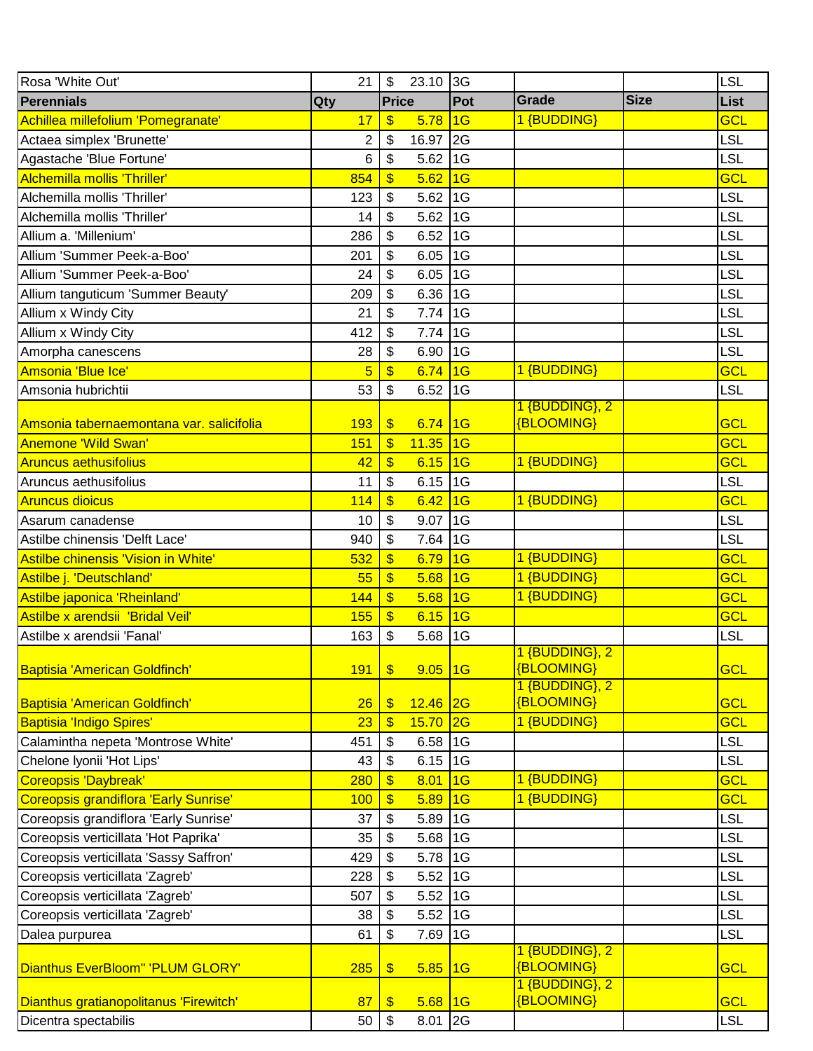| Rosa 'White Out' | 21 | $ 23.10 | 3G | | | LSL |
|---|---|---|---|---|---|---|
| **Perennials** | **Qty** | **Price** | **Pot** | **Grade** | **Size** | **List** |
| Achillea millefolium 'Pomegranate' | 17 | $ 5.78 | 1G | 1 {BUDDING} | | GCL |
| Actaea simplex 'Brunette' | 2 | $ 16.97 | 2G | | | LSL |
| Agastache 'Blue Fortune' | 6 | $ 5.62 | 1G | | | LSL |
| Alchemilla mollis 'Thriller' | 854 | $ 5.62 | 1G | | | GCL |
| Alchemilla mollis 'Thriller' | 123 | $ 5.62 | 1G | | | LSL |
| Alchemilla mollis 'Thriller' | 14 | $ 5.62 | 1G | | | LSL |
| Allium a. 'Millenium' | 286 | $ 6.52 | 1G | | | LSL |
| Allium 'Summer Peek-a-Boo' | 201 | $ 6.05 | 1G | | | LSL |
| Allium 'Summer Peek-a-Boo' | 24 | $ 6.05 | 1G | | | LSL |
| Allium tanguticum 'Summer Beauty' | 209 | $ 6.36 | 1G | | | LSL |
| Allium x Windy City | 21 | $ 7.74 | 1G | | | LSL |
| Allium x Windy City | 412 | $ 7.74 | 1G | | | LSL |
| Amorpha canescens | 28 | $ 6.90 | 1G | | | LSL |
| Amsonia 'Blue Ice' | 5 | $ 6.74 | 1G | 1 {BUDDING} | | GCL |
| Amsonia hubrichtii | 53 | $ 6.52 | 1G | | | LSL |
| Amsonia tabernaemontana var. salicifolia | 193 | $ 6.74 | 1G | 1 {BUDDING}, 2 {BLOOMING} | | GCL |
| Anemone 'Wild Swan' | 151 | $ 11.35 | 1G | | | GCL |
| Aruncus aethusifolius | 42 | $ 6.15 | 1G | 1 {BUDDING} | | GCL |
| Aruncus aethusifolius | 11 | $ 6.15 | 1G | | | LSL |
| Aruncus dioicus | 114 | $ 6.42 | 1G | 1 {BUDDING} | | GCL |
| Asarum canadense | 10 | $ 9.07 | 1G | | | LSL |
| Astilbe chinensis 'Delft Lace' | 940 | $ 7.64 | 1G | | | LSL |
| Astilbe chinensis 'Vision in White' | 532 | $ 6.79 | 1G | 1 {BUDDING} | | GCL |
| Astilbe j. 'Deutschland' | 55 | $ 5.68 | 1G | 1 {BUDDING} | | GCL |
| Astilbe japonica 'Rheinland' | 144 | $ 5.68 | 1G | 1 {BUDDING} | | GCL |
| Astilbe x arendsii 'Bridal Veil' | 155 | $ 6.15 | 1G | | | GCL |
| Astilbe x arendsii 'Fanal' | 163 | $ 5.68 | 1G | | | LSL |
| Baptisia 'American Goldfinch' | 191 | $ 9.05 | 1G | 1 {BUDDING}, 2 {BLOOMING} | | GCL |
| Baptisia 'American Goldfinch' | 26 | $ 12.46 | 2G | 1 {BUDDING}, 2 {BLOOMING} | | GCL |
| Baptisia 'Indigo Spires' | 23 | $ 15.70 | 2G | 1 {BUDDING} | | GCL |
| Calamintha nepeta 'Montrose White' | 451 | $ 6.58 | 1G | | | LSL |
| Chelone lyonii 'Hot Lips' | 43 | $ 6.15 | 1G | | | LSL |
| Coreopsis 'Daybreak' | 280 | $ 8.01 | 1G | 1 {BUDDING} | | GCL |
| Coreopsis grandiflora 'Early Sunrise' | 100 | $ 5.89 | 1G | 1 {BUDDING} | | GCL |
| Coreopsis grandiflora 'Early Sunrise' | 37 | $ 5.89 | 1G | | | LSL |
| Coreopsis verticillata 'Hot Paprika' | 35 | $ 5.68 | 1G | | | LSL |
| Coreopsis verticillata 'Sassy Saffron' | 429 | $ 5.78 | 1G | | | LSL |
| Coreopsis verticillata 'Zagreb' | 228 | $ 5.52 | 1G | | | LSL |
| Coreopsis verticillata 'Zagreb' | 507 | $ 5.52 | 1G | | | LSL |
| Coreopsis verticillata 'Zagreb' | 38 | $ 5.52 | 1G | | | LSL |
| Dalea purpurea | 61 | $ 7.69 | 1G | | | LSL |
| Dianthus EverBloom'' 'PLUM GLORY' | 285 | $ 5.85 | 1G | 1 {BUDDING}, 2 {BLOOMING} | | GCL |
| Dianthus gratianopolitanus 'Firewitch' | 87 | $ 5.68 | 1G | 1 {BUDDING}, 2 {BLOOMING} | | GCL |
| Dicentra spectabilis | 50 | $ 8.01 | 2G | | | LSL |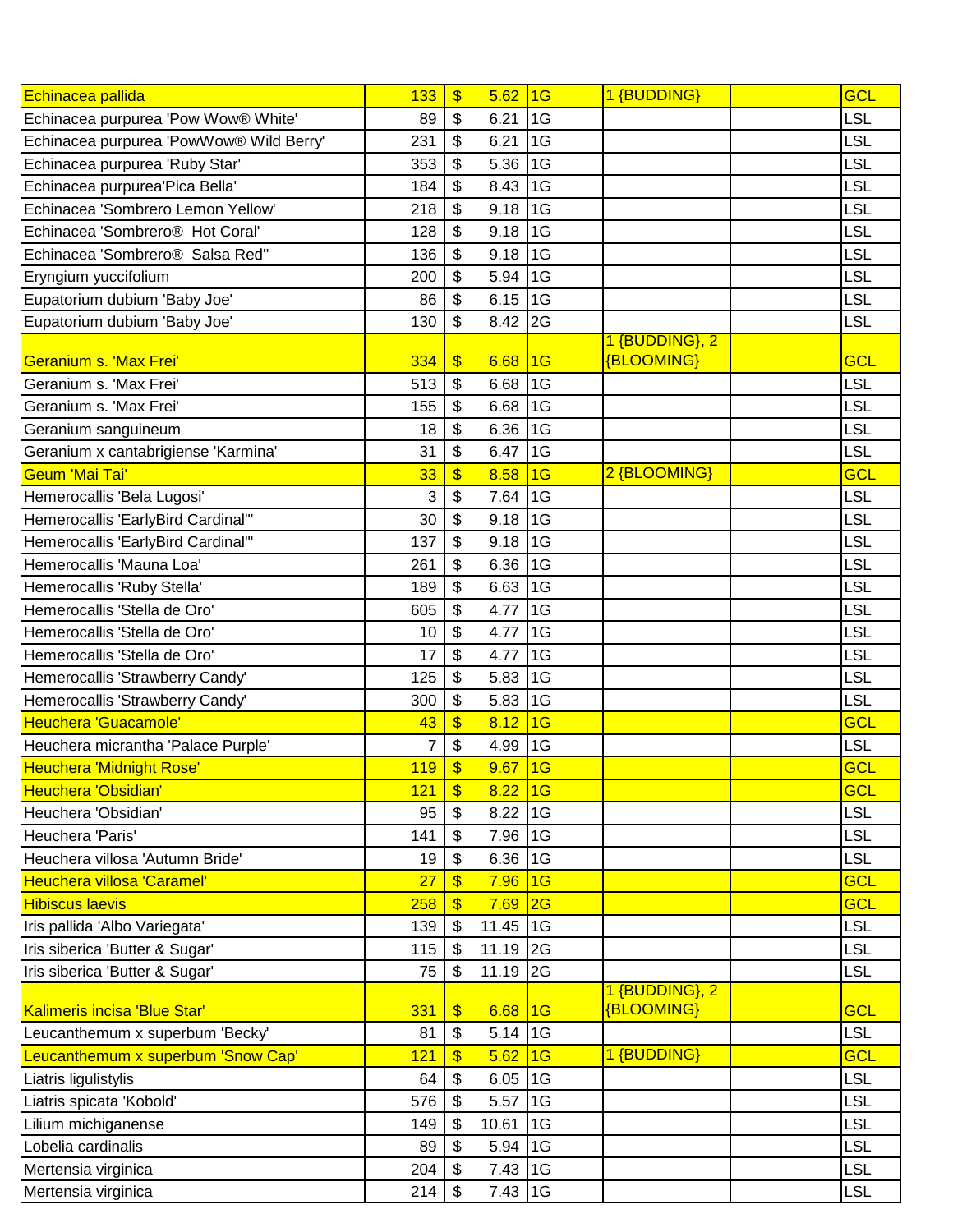| | | | | | | | |
|---|---|---|---|---|---|---|---|
| Echinacea pallida | 133 | $ | 5.62 | 1G | 1 {BUDDING} | | GCL |
| Echinacea purpurea 'Pow Wow® White' | 89 | $ | 6.21 | 1G | | | LSL |
| Echinacea purpurea 'PowWow® Wild Berry' | 231 | $ | 6.21 | 1G | | | LSL |
| Echinacea purpurea 'Ruby Star' | 353 | $ | 5.36 | 1G | | | LSL |
| Echinacea purpurea'Pica Bella' | 184 | $ | 8.43 | 1G | | | LSL |
| Echinacea 'Sombrero Lemon Yellow' | 218 | $ | 9.18 | 1G | | | LSL |
| Echinacea 'Sombrero® Hot Coral' | 128 | $ | 9.18 | 1G | | | LSL |
| Echinacea 'Sombrero® Salsa Red'' | 136 | $ | 9.18 | 1G | | | LSL |
| Eryngium yuccifolium | 200 | $ | 5.94 | 1G | | | LSL |
| Eupatorium dubium 'Baby Joe' | 86 | $ | 6.15 | 1G | | | LSL |
| Eupatorium dubium 'Baby Joe' | 130 | $ | 8.42 | 2G | | | LSL |
| Geranium s. 'Max Frei' | 334 | $ | 6.68 | 1G | 1 {BUDDING}, 2 {BLOOMING} | | GCL |
| Geranium s. 'Max Frei' | 513 | $ | 6.68 | 1G | | | LSL |
| Geranium s. 'Max Frei' | 155 | $ | 6.68 | 1G | | | LSL |
| Geranium sanguineum | 18 | $ | 6.36 | 1G | | | LSL |
| Geranium x cantabrigiense 'Karmina' | 31 | $ | 6.47 | 1G | | | LSL |
| Geum 'Mai Tai' | 33 | $ | 8.58 | 1G | 2 {BLOOMING} | | GCL |
| Hemerocallis 'Bela Lugosi' | 3 | $ | 7.64 | 1G | | | LSL |
| Hemerocallis 'EarlyBird Cardinal'" | 30 | $ | 9.18 | 1G | | | LSL |
| Hemerocallis 'EarlyBird Cardinal'" | 137 | $ | 9.18 | 1G | | | LSL |
| Hemerocallis 'Mauna Loa' | 261 | $ | 6.36 | 1G | | | LSL |
| Hemerocallis 'Ruby Stella' | 189 | $ | 6.63 | 1G | | | LSL |
| Hemerocallis 'Stella de Oro' | 605 | $ | 4.77 | 1G | | | LSL |
| Hemerocallis 'Stella de Oro' | 10 | $ | 4.77 | 1G | | | LSL |
| Hemerocallis 'Stella de Oro' | 17 | $ | 4.77 | 1G | | | LSL |
| Hemerocallis 'Strawberry Candy' | 125 | $ | 5.83 | 1G | | | LSL |
| Hemerocallis 'Strawberry Candy' | 300 | $ | 5.83 | 1G | | | LSL |
| Heuchera 'Guacamole' | 43 | $ | 8.12 | 1G | | | GCL |
| Heuchera micrantha 'Palace Purple' | 7 | $ | 4.99 | 1G | | | LSL |
| Heuchera 'Midnight Rose' | 119 | $ | 9.67 | 1G | | | GCL |
| Heuchera 'Obsidian' | 121 | $ | 8.22 | 1G | | | GCL |
| Heuchera 'Obsidian' | 95 | $ | 8.22 | 1G | | | LSL |
| Heuchera 'Paris' | 141 | $ | 7.96 | 1G | | | LSL |
| Heuchera villosa 'Autumn Bride' | 19 | $ | 6.36 | 1G | | | LSL |
| Heuchera villosa 'Caramel' | 27 | $ | 7.96 | 1G | | | GCL |
| Hibiscus laevis | 258 | $ | 7.69 | 2G | | | GCL |
| Iris pallida 'Albo Variegata' | 139 | $ | 11.45 | 1G | | | LSL |
| Iris siberica 'Butter & Sugar' | 115 | $ | 11.19 | 2G | | | LSL |
| Iris siberica 'Butter & Sugar' | 75 | $ | 11.19 | 2G | | | LSL |
| Kalimeris incisa 'Blue Star' | 331 | $ | 6.68 | 1G | 1 {BUDDING}, 2 {BLOOMING} | | GCL |
| Leucanthemum x superbum 'Becky' | 81 | $ | 5.14 | 1G | | | LSL |
| Leucanthemum x superbum 'Snow Cap' | 121 | $ | 5.62 | 1G | 1 {BUDDING} | | GCL |
| Liatris ligulistylis | 64 | $ | 6.05 | 1G | | | LSL |
| Liatris spicata 'Kobold' | 576 | $ | 5.57 | 1G | | | LSL |
| Lilium michiganense | 149 | $ | 10.61 | 1G | | | LSL |
| Lobelia cardinalis | 89 | $ | 5.94 | 1G | | | LSL |
| Mertensia virginica | 204 | $ | 7.43 | 1G | | | LSL |
| Mertensia virginica | 214 | $ | 7.43 | 1G | | | LSL |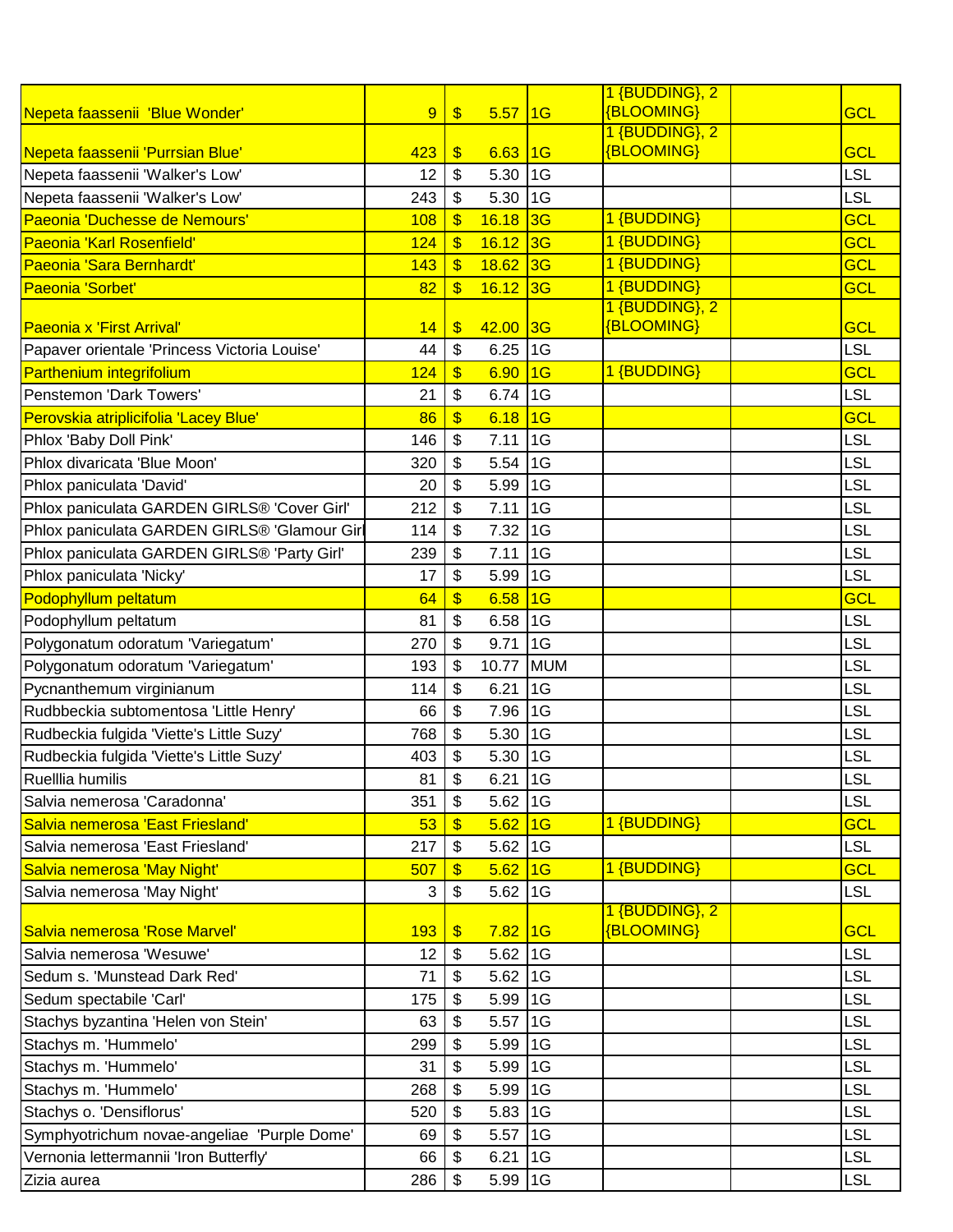| | | | | | | | |
|---|---|---|---|---|---|---|---|
| Nepeta faassenii 'Blue Wonder' | 9 | $ | 5.57 | 1G | 1 {BUDDING}, 2 {BLOOMING} | | GCL |
| Nepeta faassenii 'Purrsian Blue' | 423 | $ | 6.63 | 1G | 1 {BUDDING}, 2 {BLOOMING} | | GCL |
| Nepeta faassenii 'Walker's Low' | 12 | $ | 5.30 | 1G | | | LSL |
| Nepeta faassenii 'Walker's Low' | 243 | $ | 5.30 | 1G | | | LSL |
| Paeonia 'Duchesse de Nemours' | 108 | $ | 16.18 | 3G | 1 {BUDDING} | | GCL |
| Paeonia 'Karl Rosenfield' | 124 | $ | 16.12 | 3G | 1 {BUDDING} | | GCL |
| Paeonia 'Sara Bernhardt' | 143 | $ | 18.62 | 3G | 1 {BUDDING} | | GCL |
| Paeonia 'Sorbet' | 82 | $ | 16.12 | 3G | 1 {BUDDING} | | GCL |
| Paeonia x 'First Arrival' | 14 | $ | 42.00 | 3G | 1 {BUDDING}, 2 {BLOOMING} | | GCL |
| Papaver orientale 'Princess Victoria Louise' | 44 | $ | 6.25 | 1G | | | LSL |
| Parthenium integrifolium | 124 | $ | 6.90 | 1G | 1 {BUDDING} | | GCL |
| Penstemon 'Dark Towers' | 21 | $ | 6.74 | 1G | | | LSL |
| Perovskia atriplicifolia 'Lacey Blue' | 86 | $ | 6.18 | 1G | | | GCL |
| Phlox 'Baby Doll Pink' | 146 | $ | 7.11 | 1G | | | LSL |
| Phlox divaricata 'Blue Moon' | 320 | $ | 5.54 | 1G | | | LSL |
| Phlox paniculata 'David' | 20 | $ | 5.99 | 1G | | | LSL |
| Phlox paniculata GARDEN GIRLS® 'Cover Girl' | 212 | $ | 7.11 | 1G | | | LSL |
| Phlox paniculata GARDEN GIRLS® 'Glamour Girl | 114 | $ | 7.32 | 1G | | | LSL |
| Phlox paniculata GARDEN GIRLS® 'Party Girl' | 239 | $ | 7.11 | 1G | | | LSL |
| Phlox paniculata 'Nicky' | 17 | $ | 5.99 | 1G | | | LSL |
| Podophyllum peltatum | 64 | $ | 6.58 | 1G | | | GCL |
| Podophyllum peltatum | 81 | $ | 6.58 | 1G | | | LSL |
| Polygonatum odoratum 'Variegatum' | 270 | $ | 9.71 | 1G | | | LSL |
| Polygonatum odoratum 'Variegatum' | 193 | $ | 10.77 | MUM | | | LSL |
| Pycnanthemum virginianum | 114 | $ | 6.21 | 1G | | | LSL |
| Rudbbeckia subtomentosa 'Little Henry' | 66 | $ | 7.96 | 1G | | | LSL |
| Rudbeckia fulgida 'Viette's Little Suzy' | 768 | $ | 5.30 | 1G | | | LSL |
| Rudbeckia fulgida 'Viette's Little Suzy' | 403 | $ | 5.30 | 1G | | | LSL |
| Ruelllia humilis | 81 | $ | 6.21 | 1G | | | LSL |
| Salvia nemerosa 'Caradonna' | 351 | $ | 5.62 | 1G | | | LSL |
| Salvia nemerosa 'East Friesland' | 53 | $ | 5.62 | 1G | 1 {BUDDING} | | GCL |
| Salvia nemerosa 'East Friesland' | 217 | $ | 5.62 | 1G | | | LSL |
| Salvia nemerosa 'May Night' | 507 | $ | 5.62 | 1G | 1 {BUDDING} | | GCL |
| Salvia nemerosa 'May Night' | 3 | $ | 5.62 | 1G | | | LSL |
| Salvia nemerosa 'Rose Marvel' | 193 | $ | 7.82 | 1G | 1 {BUDDING}, 2 {BLOOMING} | | GCL |
| Salvia nemerosa 'Wesuwe' | 12 | $ | 5.62 | 1G | | | LSL |
| Sedum s. 'Munstead Dark Red' | 71 | $ | 5.62 | 1G | | | LSL |
| Sedum spectabile 'Carl' | 175 | $ | 5.99 | 1G | | | LSL |
| Stachys byzantina 'Helen von Stein' | 63 | $ | 5.57 | 1G | | | LSL |
| Stachys m. 'Hummelo' | 299 | $ | 5.99 | 1G | | | LSL |
| Stachys m. 'Hummelo' | 31 | $ | 5.99 | 1G | | | LSL |
| Stachys m. 'Hummelo' | 268 | $ | 5.99 | 1G | | | LSL |
| Stachys o. 'Densiflorus' | 520 | $ | 5.83 | 1G | | | LSL |
| Symphyotrichum novae-angeliae 'Purple Dome' | 69 | $ | 5.57 | 1G | | | LSL |
| Vernonia lettermannii 'Iron Butterfly' | 66 | $ | 6.21 | 1G | | | LSL |
| Zizia aurea | 286 | $ | 5.99 | 1G | | | LSL |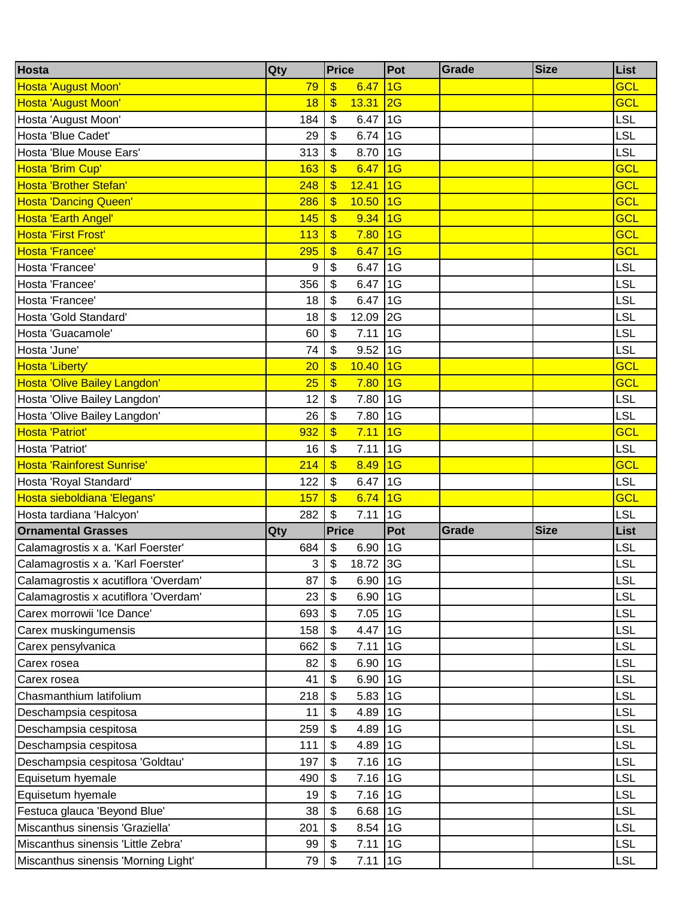| Hosta | Qty | Price | Pot | Grade | Size | List |
|---|---|---|---|---|---|---|
| Hosta 'August Moon' | 79 | $ 6.47 | 1G | | | GCL |
| Hosta 'August Moon' | 18 | $ 13.31 | 2G | | | GCL |
| Hosta 'August Moon' | 184 | $ 6.47 | 1G | | | LSL |
| Hosta 'Blue Cadet' | 29 | $ 6.74 | 1G | | | LSL |
| Hosta 'Blue Mouse Ears' | 313 | $ 8.70 | 1G | | | LSL |
| Hosta 'Brim Cup' | 163 | $ 6.47 | 1G | | | GCL |
| Hosta 'Brother Stefan' | 248 | $ 12.41 | 1G | | | GCL |
| Hosta 'Dancing Queen' | 286 | $ 10.50 | 1G | | | GCL |
| Hosta 'Earth Angel' | 145 | $ 9.34 | 1G | | | GCL |
| Hosta 'First Frost' | 113 | $ 7.80 | 1G | | | GCL |
| Hosta 'Francee' | 295 | $ 6.47 | 1G | | | GCL |
| Hosta 'Francee' | 9 | $ 6.47 | 1G | | | LSL |
| Hosta 'Francee' | 356 | $ 6.47 | 1G | | | LSL |
| Hosta 'Francee' | 18 | $ 6.47 | 1G | | | LSL |
| Hosta 'Gold Standard' | 18 | $ 12.09 | 2G | | | LSL |
| Hosta 'Guacamole' | 60 | $ 7.11 | 1G | | | LSL |
| Hosta 'June' | 74 | $ 9.52 | 1G | | | LSL |
| Hosta 'Liberty' | 20 | $ 10.40 | 1G | | | GCL |
| Hosta 'Olive Bailey Langdon' | 25 | $ 7.80 | 1G | | | GCL |
| Hosta 'Olive Bailey Langdon' | 12 | $ 7.80 | 1G | | | LSL |
| Hosta 'Olive Bailey Langdon' | 26 | $ 7.80 | 1G | | | LSL |
| Hosta 'Patriot' | 932 | $ 7.11 | 1G | | | GCL |
| Hosta 'Patriot' | 16 | $ 7.11 | 1G | | | LSL |
| Hosta 'Rainforest Sunrise' | 214 | $ 8.49 | 1G | | | GCL |
| Hosta 'Royal Standard' | 122 | $ 6.47 | 1G | | | LSL |
| Hosta sieboldiana 'Elegans' | 157 | $ 6.74 | 1G | | | GCL |
| Hosta tardiana 'Halcyon' | 282 | $ 7.11 | 1G | | | LSL |
| **Ornamental Grasses** | **Qty** | **Price** | **Pot** | **Grade** | **Size** | **List** |
| Calamagrostis x a. 'Karl Foerster' | 684 | $ 6.90 | 1G | | | LSL |
| Calamagrostis x a. 'Karl Foerster' | 3 | $ 18.72 | 3G | | | LSL |
| Calamagrostis x acutiflora 'Overdam' | 87 | $ 6.90 | 1G | | | LSL |
| Calamagrostis x acutiflora 'Overdam' | 23 | $ 6.90 | 1G | | | LSL |
| Carex morrowii 'Ice Dance' | 693 | $ 7.05 | 1G | | | LSL |
| Carex muskingumensis | 158 | $ 4.47 | 1G | | | LSL |
| Carex pensylvanica | 662 | $ 7.11 | 1G | | | LSL |
| Carex rosea | 82 | $ 6.90 | 1G | | | LSL |
| Carex rosea | 41 | $ 6.90 | 1G | | | LSL |
| Chasmanthium latifolium | 218 | $ 5.83 | 1G | | | LSL |
| Deschampsia cespitosa | 11 | $ 4.89 | 1G | | | LSL |
| Deschampsia cespitosa | 259 | $ 4.89 | 1G | | | LSL |
| Deschampsia cespitosa | 111 | $ 4.89 | 1G | | | LSL |
| Deschampsia cespitosa 'Goldtau' | 197 | $ 7.16 | 1G | | | LSL |
| Equisetum hyemale | 490 | $ 7.16 | 1G | | | LSL |
| Equisetum hyemale | 19 | $ 7.16 | 1G | | | LSL |
| Festuca glauca 'Beyond Blue' | 38 | $ 6.68 | 1G | | | LSL |
| Miscanthus sinensis 'Graziella' | 201 | $ 8.54 | 1G | | | LSL |
| Miscanthus sinensis 'Little Zebra' | 99 | $ 7.11 | 1G | | | LSL |
| Miscanthus sinensis 'Morning Light' | 79 | $ 7.11 | 1G | | | LSL |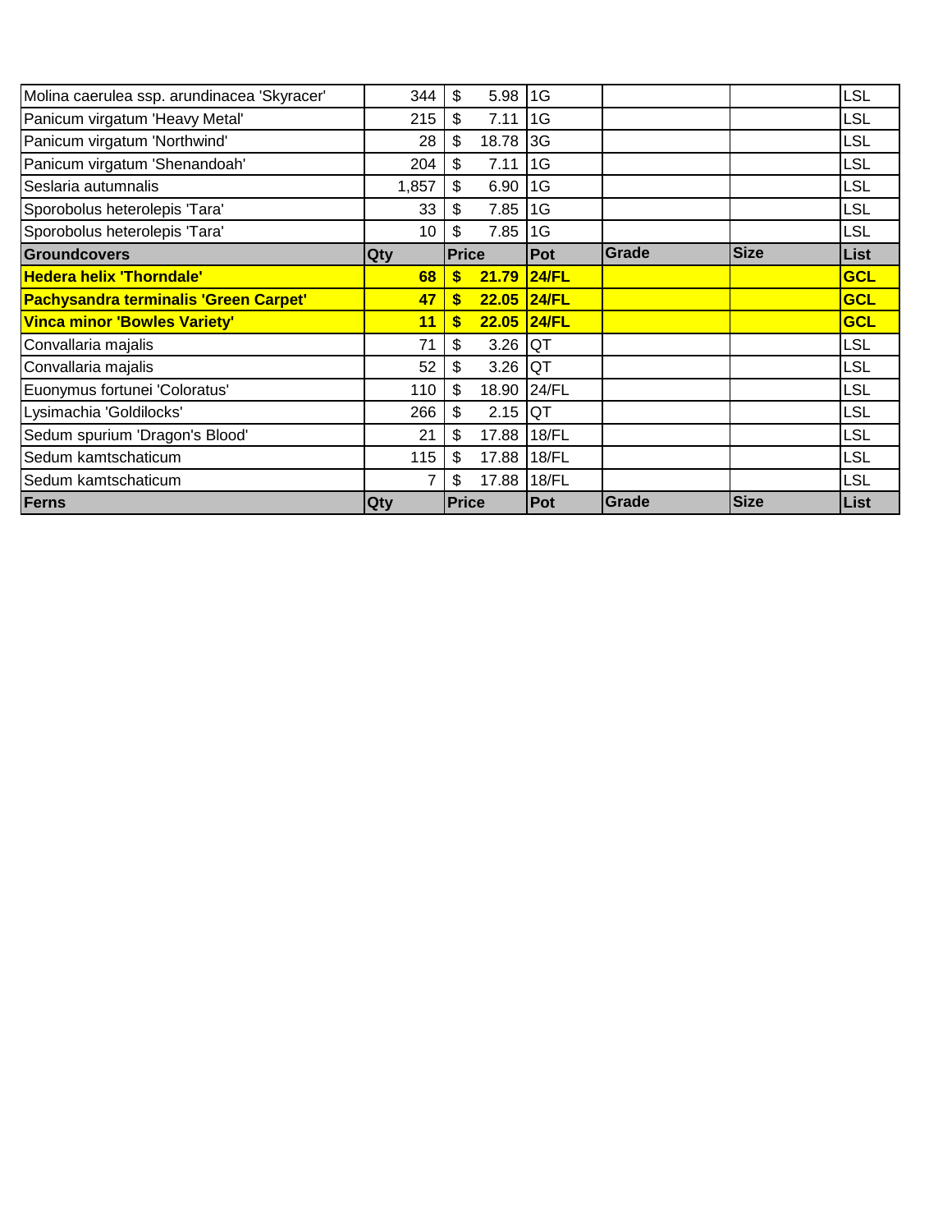| | | | | | | |
|---|---|---|---|---|---|---|
| Molina caerulea ssp. arundinacea 'Skyracer' | 344 | $ 5.98 | 1G | | | LSL |
| Panicum virgatum 'Heavy Metal' | 215 | $ 7.11 | 1G | | | LSL |
| Panicum virgatum 'Northwind' | 28 | $ 18.78 | 3G | | | LSL |
| Panicum virgatum 'Shenandoah' | 204 | $ 7.11 | 1G | | | LSL |
| Seslaria autumnalis | 1,857 | $ 6.90 | 1G | | | LSL |
| Sporobolus heterolepis 'Tara' | 33 | $ 7.85 | 1G | | | LSL |
| Sporobolus heterolepis 'Tara' | 10 | $ 7.85 | 1G | | | LSL |
| **Groundcovers** | **Qty** | **Price** | **Pot** | **Grade** | **Size** | **List** |
| **Hedera helix 'Thorndale'** | **68** | **$ 21.79** | **24/FL** | | | **GCL** |
| **Pachysandra terminalis 'Green Carpet'** | **47** | **$ 22.05** | **24/FL** | | | **GCL** |
| **Vinca minor 'Bowles Variety'** | **11** | **$ 22.05** | **24/FL** | | | **GCL** |
| Convallaria majalis | 71 | $ 3.26 | QT | | | LSL |
| Convallaria majalis | 52 | $ 3.26 | QT | | | LSL |
| Euonymus fortunei 'Coloratus' | 110 | $ 18.90 | 24/FL | | | LSL |
| Lysimachia 'Goldilocks' | 266 | $ 2.15 | QT | | | LSL |
| Sedum spurium 'Dragon's Blood' | 21 | $ 17.88 | 18/FL | | | LSL |
| Sedum kamtschaticum | 115 | $ 17.88 | 18/FL | | | LSL |
| Sedum kamtschaticum | 7 | $ 17.88 | 18/FL | | | LSL |
| **Ferns** | **Qty** | **Price** | **Pot** | **Grade** | **Size** | **List** |